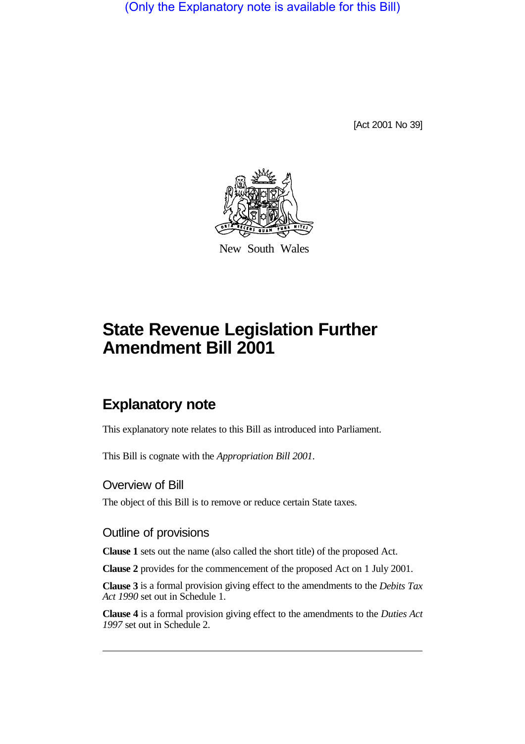(Only the Explanatory note is available for this Bill)

[Act 2001 No 39]

New South Wales

# State Revenue Legislation Further Amendment Bill 2001

## Explanatory note

This explanatory note relates to this Bill as introduced into Parliament.

This Bill is cognate with the *Appropriation Bill 2001*.

### Overview of Bill

The object of this Bill is to remove or reduce certain State taxes.

### Outline of provisions

**Clause 1** sets out the name (also called the short title) of the proposed Act.

**Clause 2** provides for the commencement of the proposed Act on 1 July 2001.

**Clause 3** is a formal provision giving effect to the amendments to the *Debits Tax Act 1990* set out in Schedule 1.

**Clause 4** is a formal provision giving effect to the amendments to the *Duties Act 1997* set out in Schedule 2.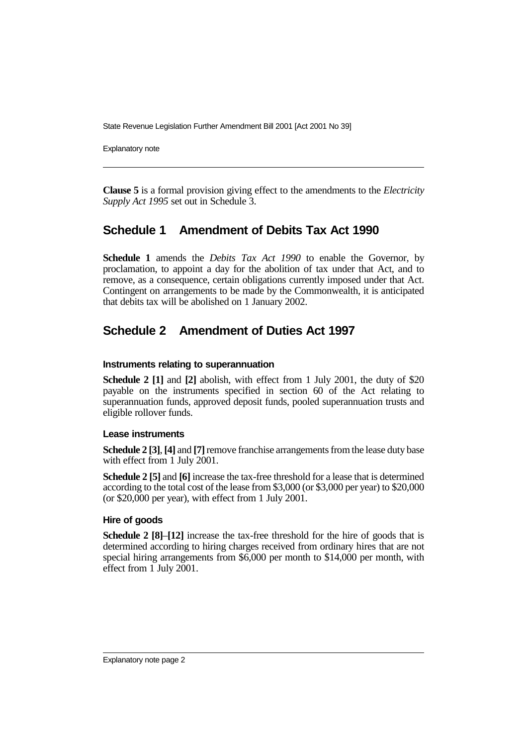**Clause 5** is a formal provision giving effect to the amendments to the *Electricity Supply Act 1995* set out in Schedule 3.

## Schedule 1 Amendment of Debits Tax Act 1990

**Schedule 1** amends the *Debits Tax Act 1990* to enable the Governor, by proclamation, to appoint a day for the abolition of tax under that Act, and to remove, as a consequence, certain obligations currently imposed under that Act. Contingent on arrangements to be made by the Commonwealth, it is anticipated that debits tax will be abolished on 1 January 2002.

## Schedule 2 Amendment of Duties Act 1997

### Instruments relating to superannuation

**Schedule 2 [1]** and **[2]** abolish, with effect from 1 July 2001, the duty of $20 payable on the instruments specified in section 60 of the Act relating to superannuation funds, approved deposit funds, pooled superannuation trusts and eligible rollover funds.

### Lease instruments

**Schedule 2 [3]**, **[4]** and **[7]** remove franchise arrangements from the lease duty base with effect from 1 July 2001.

**Schedule 2 [5]** and **[6]** increase the tax-free threshold for a lease that is determined according to the total cost of the lease from $3,000 (or $3,000 per year) to $20,000 (or $20,000 per year), with effect from 1 July 2001.

### Hire of goods

**Schedule 2 [8]**–**[12]** increase the tax-free threshold for the hire of goods that is determined according to hiring charges received from ordinary hires that are not special hiring arrangements from $6,000 per month to $14,000 per month, with effect from 1 July 2001.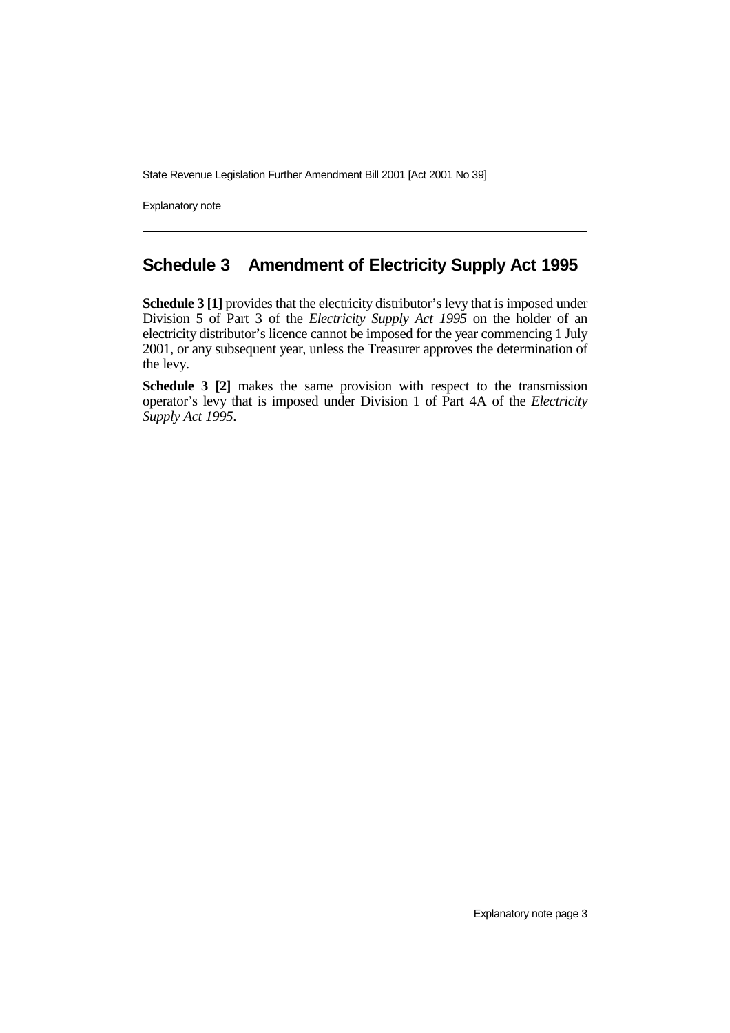## Schedule 3 Amendment of Electricity Supply Act 1995

**Schedule 3 [1]** provides that the electricity distributor's levy that is imposed under Division 5 of Part 3 of the *Electricity Supply Act 1995* on the holder of an electricity distributor's licence cannot be imposed for the year commencing 1 July 2001, or any subsequent year, unless the Treasurer approves the determination of the levy.

**Schedule 3 [2]** makes the same provision with respect to the transmission operator's levy that is imposed under Division 1 of Part 4A of the *Electricity Supply Act 1995*.